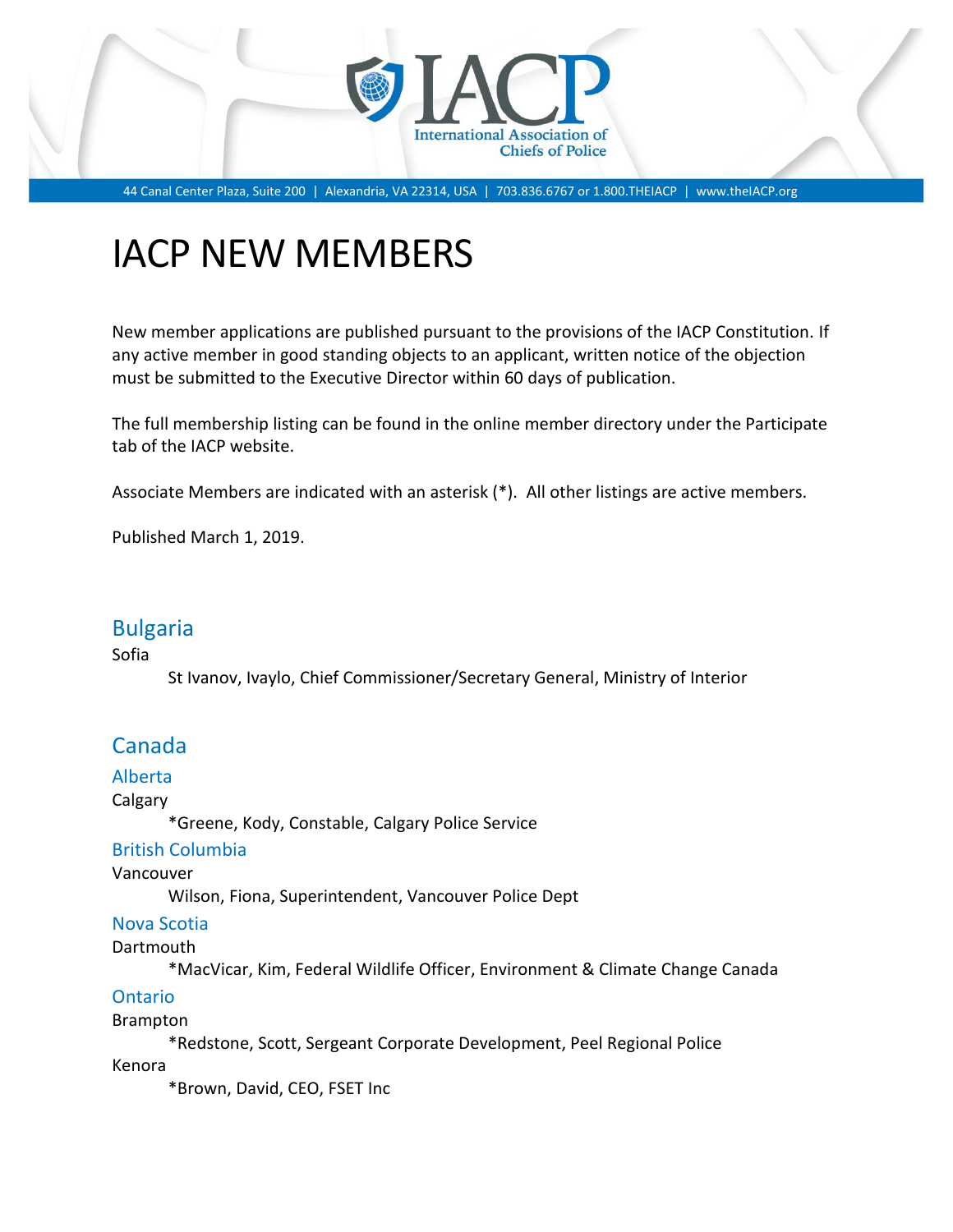# IACP NEW MEMBERS

New member applications are published pursuant to the provisions of the IACP Constitution. If any active member in good standing objects to an applicant, written notice of the objection must be submitted to the Executive Director within 60 days of publication.

The full membership listing can be found in the online member directory under the Participate tab of the IACP website.

Associate Members are indicated with an asterisk (*). All other listings are active members.

Published March 1, 2019.

## Bulgaria

Sofia

St Ivanov, Ivaylo, Chief Commissioner/Secretary General, Ministry of Interior

## Canada

### Alberta

Calgary

*Greene, Kody, Constable, Calgary Police Service

### British Columbia

Vancouver

Wilson, Fiona, Superintendent, Vancouver Police Dept

### Nova Scotia

Dartmouth

*MacVicar, Kim, Federal Wildlife Officer, Environment & Climate Change Canada

### Ontario

Brampton

*Redstone, Scott, Sergeant Corporate Development, Peel Regional Police

Kenora

*Brown, David, CEO, FSET Inc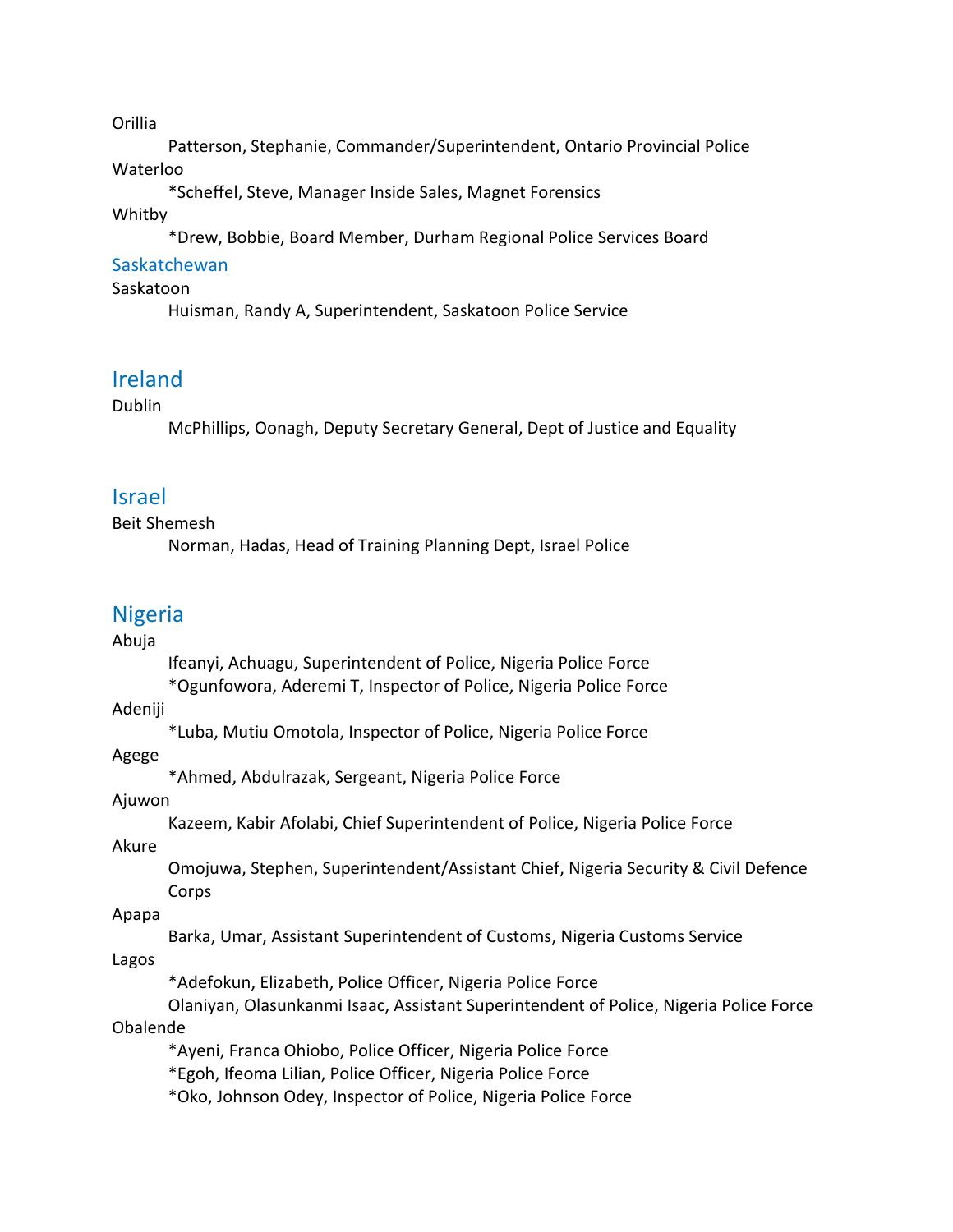Orillia

Patterson, Stephanie, Commander/Superintendent, Ontario Provincial Police

Waterloo

*Scheffel, Steve, Manager Inside Sales, Magnet Forensics

Whitby

*Drew, Bobbie, Board Member, Durham Regional Police Services Board

### Saskatchewan

Saskatoon

Huisman, Randy A, Superintendent, Saskatoon Police Service

## Ireland

Dublin

McPhillips, Oonagh, Deputy Secretary General, Dept of Justice and Equality

## Israel

Beit Shemesh

Norman, Hadas, Head of Training Planning Dept, Israel Police

## Nigeria

Abuja

Ifeanyi, Achuagu, Superintendent of Police, Nigeria Police Force
*Ogunfowora, Aderemi T, Inspector of Police, Nigeria Police Force

Adeniji

*Luba, Mutiu Omotola, Inspector of Police, Nigeria Police Force

Agege

*Ahmed, Abdulrazak, Sergeant, Nigeria Police Force

Ajuwon

Kazeem, Kabir Afolabi, Chief Superintendent of Police, Nigeria Police Force

Akure

Omojuwa, Stephen, Superintendent/Assistant Chief, Nigeria Security & Civil Defence Corps

Apapa

Barka, Umar, Assistant Superintendent of Customs, Nigeria Customs Service

Lagos

*Adefokun, Elizabeth, Police Officer, Nigeria Police Force
Olaniyan, Olasunkanmi Isaac, Assistant Superintendent of Police, Nigeria Police Force

Obalende

*Ayeni, Franca Ohiobo, Police Officer, Nigeria Police Force
*Egoh, Ifeoma Lilian, Police Officer, Nigeria Police Force
*Oko, Johnson Odey, Inspector of Police, Nigeria Police Force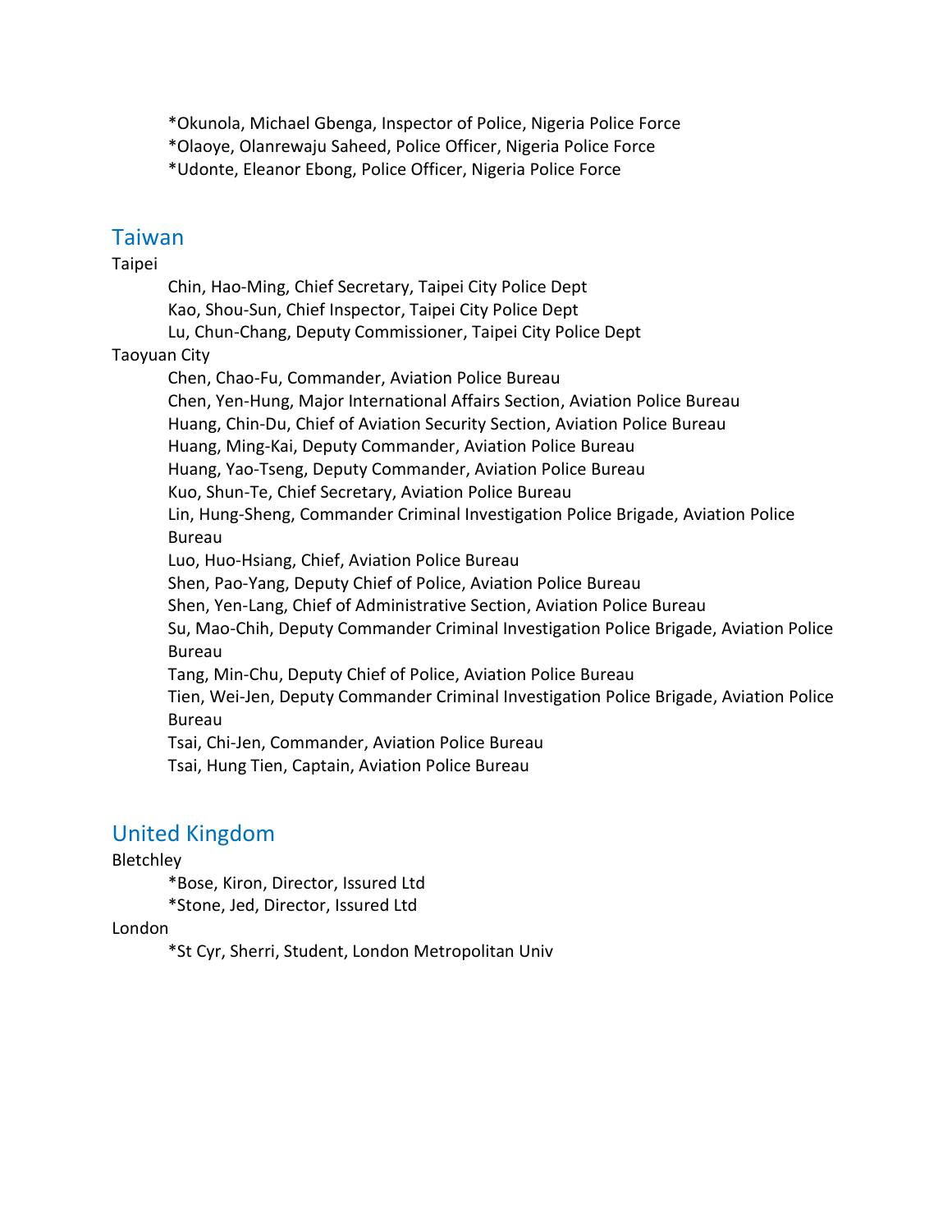*Okunola, Michael Gbenga, Inspector of Police, Nigeria Police Force
*Olaoye, Olanrewaju Saheed, Police Officer, Nigeria Police Force
*Udonte, Eleanor Ebong, Police Officer, Nigeria Police Force

## Taiwan

Taipei

Chin, Hao-Ming, Chief Secretary, Taipei City Police Dept
Kao, Shou-Sun, Chief Inspector, Taipei City Police Dept
Lu, Chun-Chang, Deputy Commissioner, Taipei City Police Dept

Taoyuan City

Chen, Chao-Fu, Commander, Aviation Police Bureau
Chen, Yen-Hung, Major International Affairs Section, Aviation Police Bureau
Huang, Chin-Du, Chief of Aviation Security Section, Aviation Police Bureau
Huang, Ming-Kai, Deputy Commander, Aviation Police Bureau
Huang, Yao-Tseng, Deputy Commander, Aviation Police Bureau
Kuo, Shun-Te, Chief Secretary, Aviation Police Bureau
Lin, Hung-Sheng, Commander Criminal Investigation Police Brigade, Aviation Police Bureau
Luo, Huo-Hsiang, Chief, Aviation Police Bureau
Shen, Pao-Yang, Deputy Chief of Police, Aviation Police Bureau
Shen, Yen-Lang, Chief of Administrative Section, Aviation Police Bureau
Su, Mao-Chih, Deputy Commander Criminal Investigation Police Brigade, Aviation Police Bureau
Tang, Min-Chu, Deputy Chief of Police, Aviation Police Bureau
Tien, Wei-Jen, Deputy Commander Criminal Investigation Police Brigade, Aviation Police Bureau
Tsai, Chi-Jen, Commander, Aviation Police Bureau
Tsai, Hung Tien, Captain, Aviation Police Bureau

## United Kingdom

Bletchley

*Bose, Kiron, Director, Issured Ltd
*Stone, Jed, Director, Issured Ltd

London

*St Cyr, Sherri, Student, London Metropolitan Univ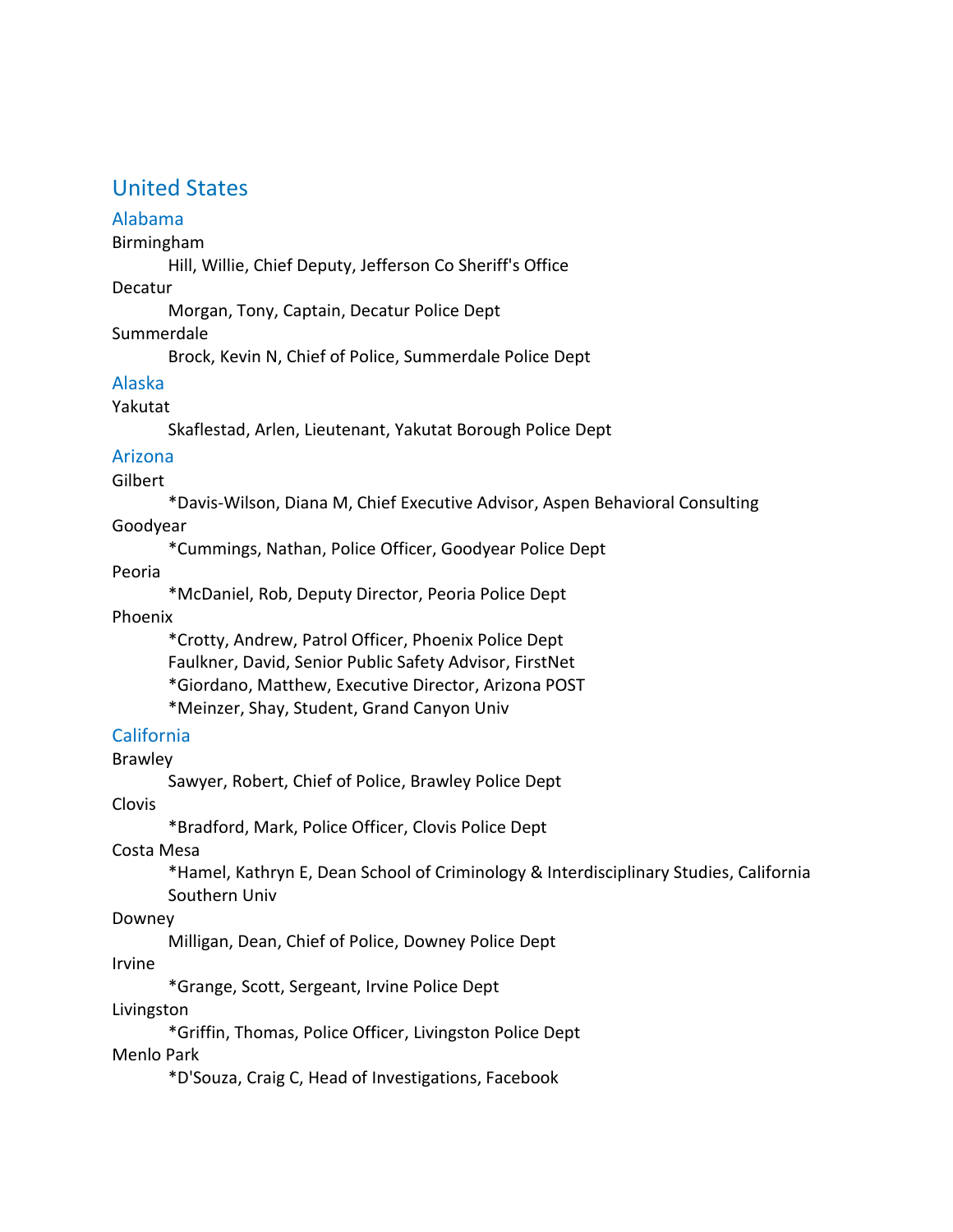# United States

## Alabama

Birmingham

Hill, Willie, Chief Deputy, Jefferson Co Sheriff's Office

Decatur

Morgan, Tony, Captain, Decatur Police Dept

Summerdale

Brock, Kevin N, Chief of Police, Summerdale Police Dept

## Alaska

Yakutat

Skaflestad, Arlen, Lieutenant, Yakutat Borough Police Dept

## Arizona

Gilbert

*Davis-Wilson, Diana M, Chief Executive Advisor, Aspen Behavioral Consulting

Goodyear

*Cummings, Nathan, Police Officer, Goodyear Police Dept

Peoria

*McDaniel, Rob, Deputy Director, Peoria Police Dept

Phoenix

*Crotty, Andrew, Patrol Officer, Phoenix Police Dept
Faulkner, David, Senior Public Safety Advisor, FirstNet
*Giordano, Matthew, Executive Director, Arizona POST
*Meinzer, Shay, Student, Grand Canyon Univ

## California

Brawley

Sawyer, Robert, Chief of Police, Brawley Police Dept

Clovis

*Bradford, Mark, Police Officer, Clovis Police Dept

Costa Mesa

*Hamel, Kathryn E, Dean School of Criminology & Interdisciplinary Studies, California Southern Univ

Downey

Milligan, Dean, Chief of Police, Downey Police Dept

Irvine

*Grange, Scott, Sergeant, Irvine Police Dept

Livingston

*Griffin, Thomas, Police Officer, Livingston Police Dept

Menlo Park

*D'Souza, Craig C, Head of Investigations, Facebook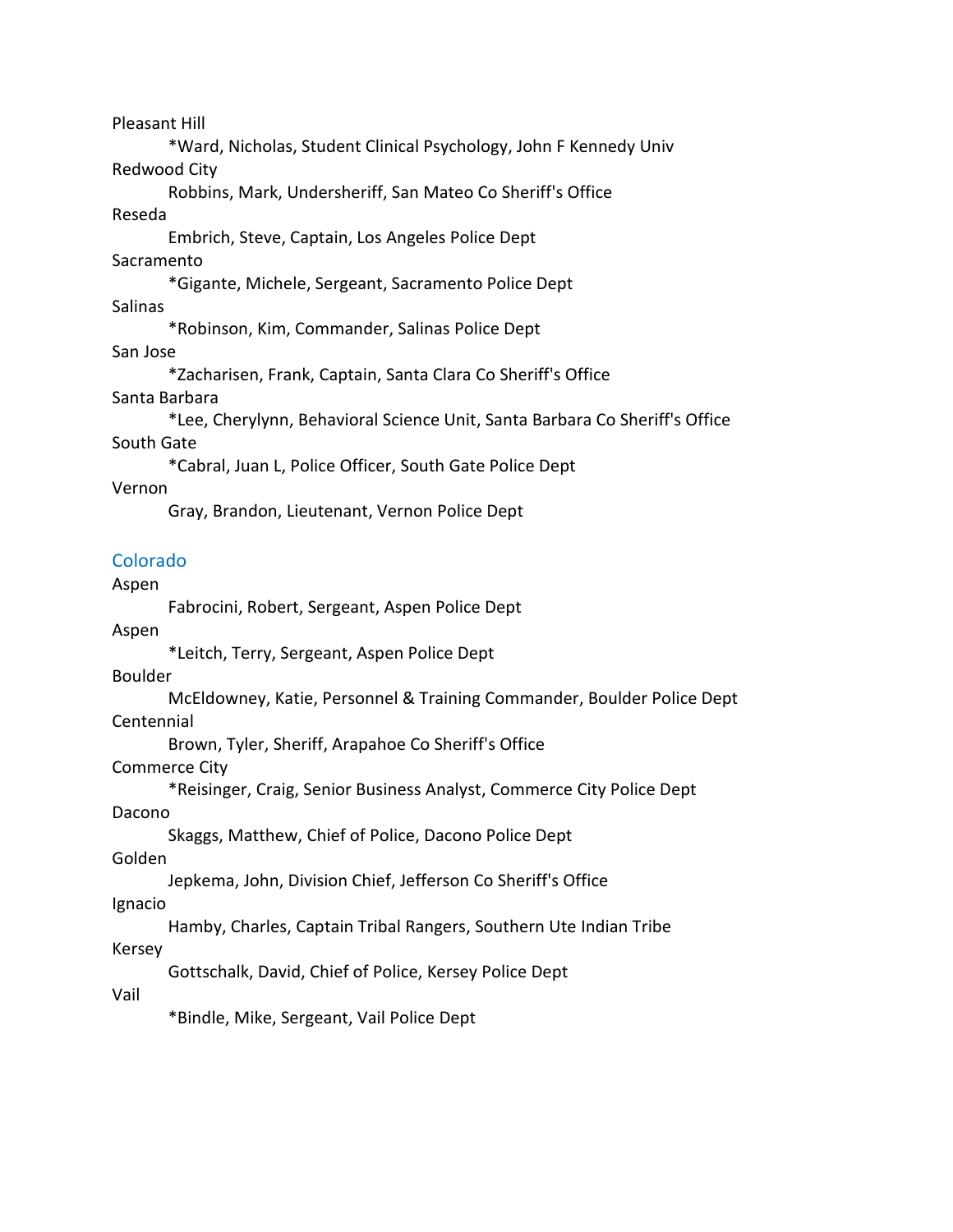Pleasant Hill

*Ward, Nicholas, Student Clinical Psychology, John F Kennedy Univ

Redwood City

Robbins, Mark, Undersheriff, San Mateo Co Sheriff's Office

Reseda

Embrich, Steve, Captain, Los Angeles Police Dept

Sacramento

*Gigante, Michele, Sergeant, Sacramento Police Dept

Salinas

*Robinson, Kim, Commander, Salinas Police Dept

San Jose

*Zacharisen, Frank, Captain, Santa Clara Co Sheriff's Office

Santa Barbara

*Lee, Cherylynn, Behavioral Science Unit, Santa Barbara Co Sheriff's Office

South Gate

*Cabral, Juan L, Police Officer, South Gate Police Dept

Vernon

Gray, Brandon, Lieutenant, Vernon Police Dept

## Colorado

Aspen

Fabrocini, Robert, Sergeant, Aspen Police Dept

Aspen

*Leitch, Terry, Sergeant, Aspen Police Dept

Boulder

McEldowney, Katie, Personnel & Training Commander, Boulder Police Dept

Centennial

Brown, Tyler, Sheriff, Arapahoe Co Sheriff's Office

Commerce City

*Reisinger, Craig, Senior Business Analyst, Commerce City Police Dept

Dacono

Skaggs, Matthew, Chief of Police, Dacono Police Dept

Golden

Jepkema, John, Division Chief, Jefferson Co Sheriff's Office

Ignacio

Hamby, Charles, Captain Tribal Rangers, Southern Ute Indian Tribe

Kersey

Gottschalk, David, Chief of Police, Kersey Police Dept

Vail

*Bindle, Mike, Sergeant, Vail Police Dept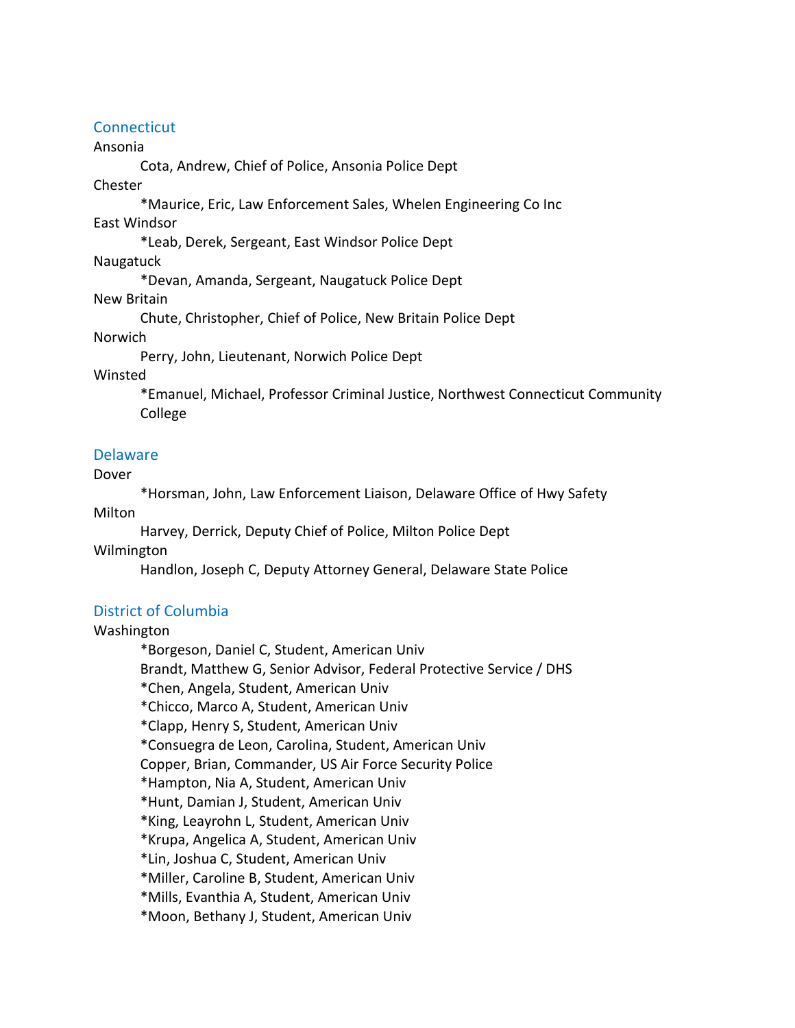## Connecticut

Ansonia

Cota, Andrew, Chief of Police, Ansonia Police Dept

Chester

*Maurice, Eric, Law Enforcement Sales, Whelen Engineering Co Inc

East Windsor

*Leab, Derek, Sergeant, East Windsor Police Dept

Naugatuck

*Devan, Amanda, Sergeant, Naugatuck Police Dept

New Britain

Chute, Christopher, Chief of Police, New Britain Police Dept

Norwich

Perry, John, Lieutenant, Norwich Police Dept

Winsted

*Emanuel, Michael, Professor Criminal Justice, Northwest Connecticut Community College

## Delaware

Dover

*Horsman, John, Law Enforcement Liaison, Delaware Office of Hwy Safety

Milton

Harvey, Derrick, Deputy Chief of Police, Milton Police Dept

Wilmington

Handlon, Joseph C, Deputy Attorney General, Delaware State Police

## District of Columbia

Washington

*Borgeson, Daniel C, Student, American Univ
Brandt, Matthew G, Senior Advisor, Federal Protective Service / DHS
*Chen, Angela, Student, American Univ
*Chicco, Marco A, Student, American Univ
*Clapp, Henry S, Student, American Univ
*Consuegra de Leon, Carolina, Student, American Univ
Copper, Brian, Commander, US Air Force Security Police
*Hampton, Nia A, Student, American Univ
*Hunt, Damian J, Student, American Univ
*King, Leayrohn L, Student, American Univ
*Krupa, Angelica A, Student, American Univ
*Lin, Joshua C, Student, American Univ
*Miller, Caroline B, Student, American Univ
*Mills, Evanthia A, Student, American Univ
*Moon, Bethany J, Student, American Univ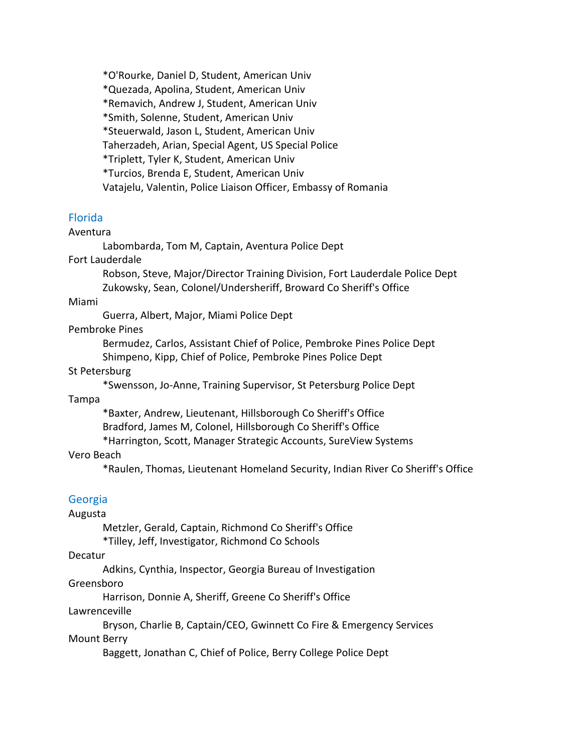*O'Rourke, Daniel D, Student, American Univ
*Quezada, Apolina, Student, American Univ
*Remavich, Andrew J, Student, American Univ
*Smith, Solenne, Student, American Univ
*Steuerwald, Jason L, Student, American Univ
Taherzadeh, Arian, Special Agent, US Special Police
*Triplett, Tyler K, Student, American Univ
*Turcios, Brenda E, Student, American Univ
Vatajelu, Valentin, Police Liaison Officer, Embassy of Romania

## Florida

Aventura
Labombarda, Tom M, Captain, Aventura Police Dept

Fort Lauderdale
Robson, Steve, Major/Director Training Division, Fort Lauderdale Police Dept
Zukowsky, Sean, Colonel/Undersheriff, Broward Co Sheriff's Office

Miami
Guerra, Albert, Major, Miami Police Dept

Pembroke Pines
Bermudez, Carlos, Assistant Chief of Police, Pembroke Pines Police Dept
Shimpeno, Kipp, Chief of Police, Pembroke Pines Police Dept

St Petersburg
*Swensson, Jo-Anne, Training Supervisor, St Petersburg Police Dept

Tampa
*Baxter, Andrew, Lieutenant, Hillsborough Co Sheriff's Office
Bradford, James M, Colonel, Hillsborough Co Sheriff's Office
*Harrington, Scott, Manager Strategic Accounts, SureView Systems

Vero Beach
*Raulen, Thomas, Lieutenant Homeland Security, Indian River Co Sheriff's Office

## Georgia

Augusta
Metzler, Gerald, Captain, Richmond Co Sheriff's Office
*Tilley, Jeff, Investigator, Richmond Co Schools

Decatur
Adkins, Cynthia, Inspector, Georgia Bureau of Investigation

Greensboro
Harrison, Donnie A, Sheriff, Greene Co Sheriff's Office

Lawrenceville
Bryson, Charlie B, Captain/CEO, Gwinnett Co Fire & Emergency Services

Mount Berry
Baggett, Jonathan C, Chief of Police, Berry College Police Dept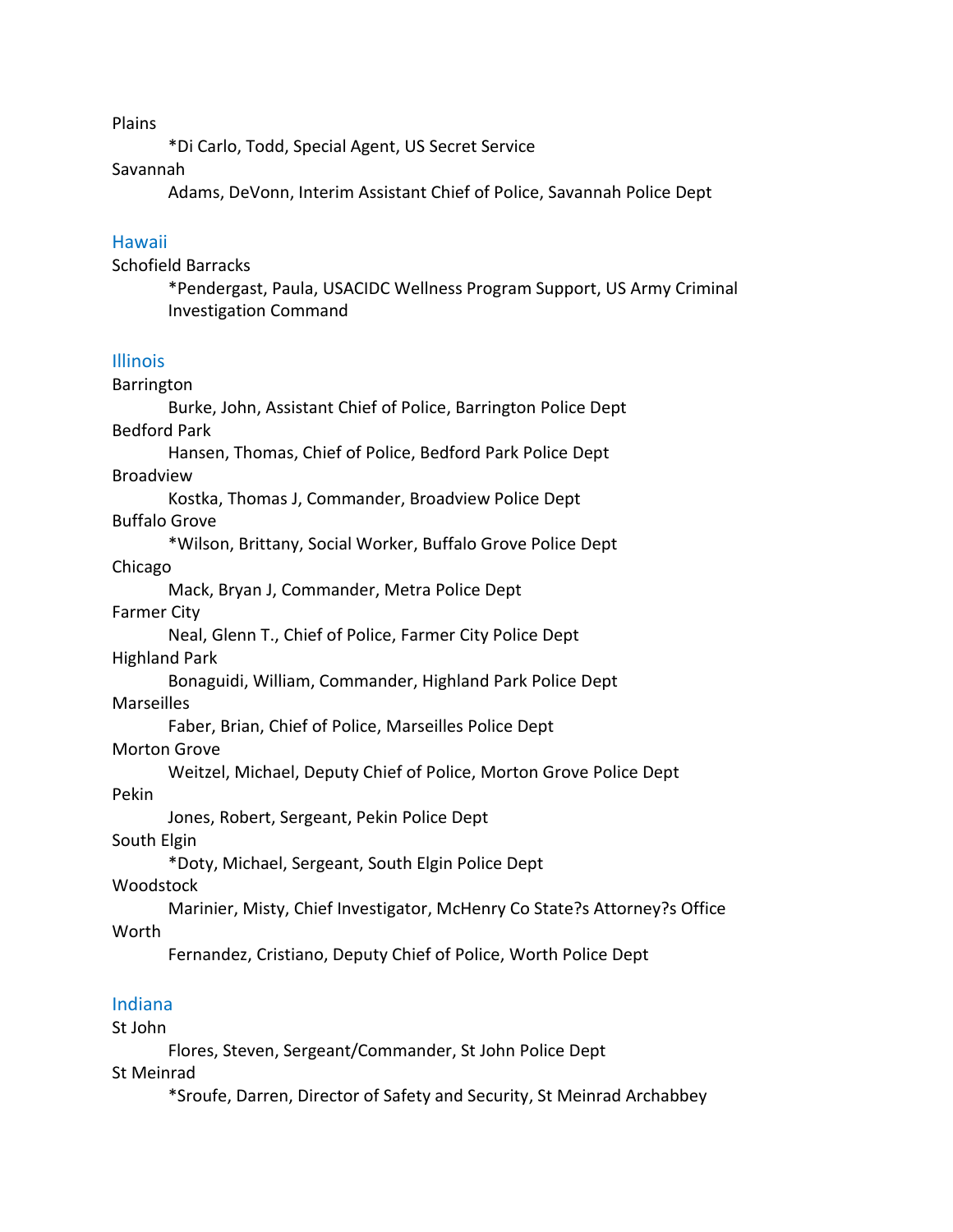Plains

*Di Carlo, Todd, Special Agent, US Secret Service

Savannah

Adams, DeVonn, Interim Assistant Chief of Police, Savannah Police Dept

## Hawaii

Schofield Barracks

*Pendergast, Paula, USACIDC Wellness Program Support, US Army Criminal Investigation Command

## Illinois

Barrington

Burke, John, Assistant Chief of Police, Barrington Police Dept

Bedford Park

Hansen, Thomas, Chief of Police, Bedford Park Police Dept

Broadview

Kostka, Thomas J, Commander, Broadview Police Dept

Buffalo Grove

*Wilson, Brittany, Social Worker, Buffalo Grove Police Dept

Chicago

Mack, Bryan J, Commander, Metra Police Dept

Farmer City

Neal, Glenn T., Chief of Police, Farmer City Police Dept

Highland Park

Bonaguidi, William, Commander, Highland Park Police Dept

Marseilles

Faber, Brian, Chief of Police, Marseilles Police Dept

Morton Grove

Weitzel, Michael, Deputy Chief of Police, Morton Grove Police Dept

Pekin

Jones, Robert, Sergeant, Pekin Police Dept

South Elgin

*Doty, Michael, Sergeant, South Elgin Police Dept

Woodstock

Marinier, Misty, Chief Investigator, McHenry Co State?s Attorney?s Office

Worth

Fernandez, Cristiano, Deputy Chief of Police, Worth Police Dept

## Indiana

St John

Flores, Steven, Sergeant/Commander, St John Police Dept

St Meinrad

*Sroufe, Darren, Director of Safety and Security, St Meinrad Archabbey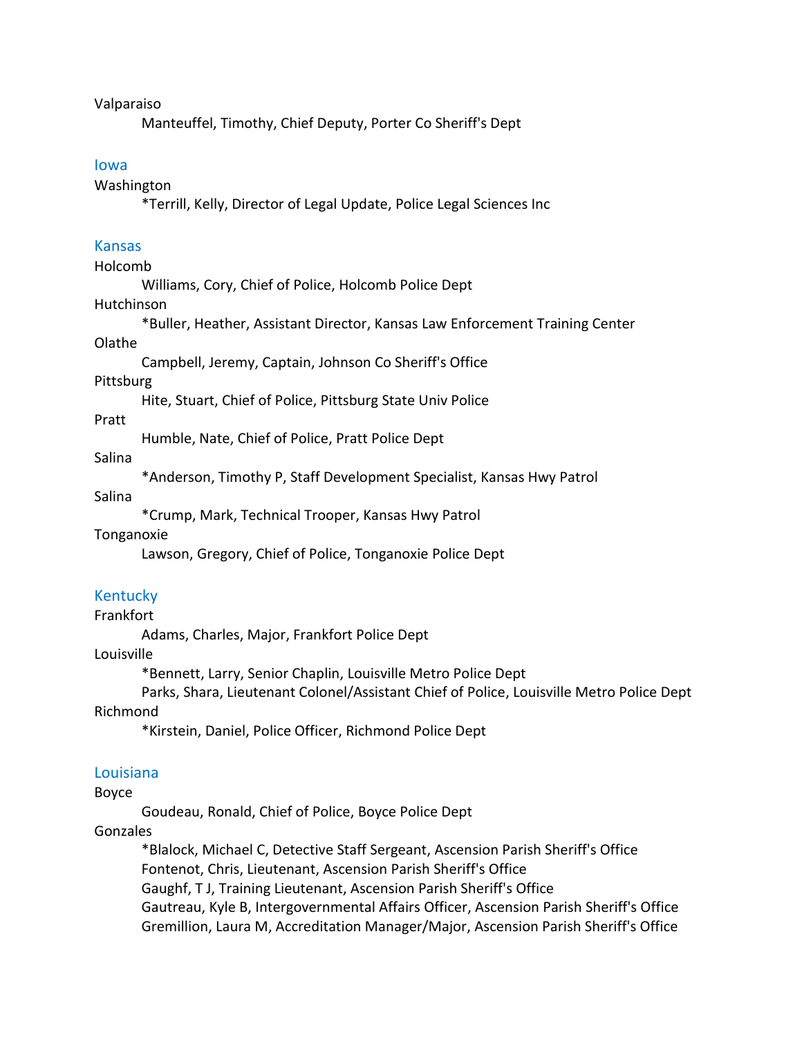Valparaiso

Manteuffel, Timothy, Chief Deputy, Porter Co Sheriff's Dept

## Iowa

Washington

*Terrill, Kelly, Director of Legal Update, Police Legal Sciences Inc

## Kansas

Holcomb

Williams, Cory, Chief of Police, Holcomb Police Dept

Hutchinson

*Buller, Heather, Assistant Director, Kansas Law Enforcement Training Center

Olathe

Campbell, Jeremy, Captain, Johnson Co Sheriff's Office

Pittsburg

Hite, Stuart, Chief of Police, Pittsburg State Univ Police

Pratt

Humble, Nate, Chief of Police, Pratt Police Dept

Salina

*Anderson, Timothy P, Staff Development Specialist, Kansas Hwy Patrol

Salina

*Crump, Mark, Technical Trooper, Kansas Hwy Patrol

Tonganoxie

Lawson, Gregory, Chief of Police, Tonganoxie Police Dept

## Kentucky

Frankfort

Adams, Charles, Major, Frankfort Police Dept

Louisville

*Bennett, Larry, Senior Chaplin, Louisville Metro Police Dept

Parks, Shara, Lieutenant Colonel/Assistant Chief of Police, Louisville Metro Police Dept

Richmond

*Kirstein, Daniel, Police Officer, Richmond Police Dept

## Louisiana

Boyce

Goudeau, Ronald, Chief of Police, Boyce Police Dept

Gonzales

*Blalock, Michael C, Detective Staff Sergeant, Ascension Parish Sheriff's Office

Fontenot, Chris, Lieutenant, Ascension Parish Sheriff's Office

Gaughf, T J, Training Lieutenant, Ascension Parish Sheriff's Office

Gautreau, Kyle B, Intergovernmental Affairs Officer, Ascension Parish Sheriff's Office

Gremillion, Laura M, Accreditation Manager/Major, Ascension Parish Sheriff's Office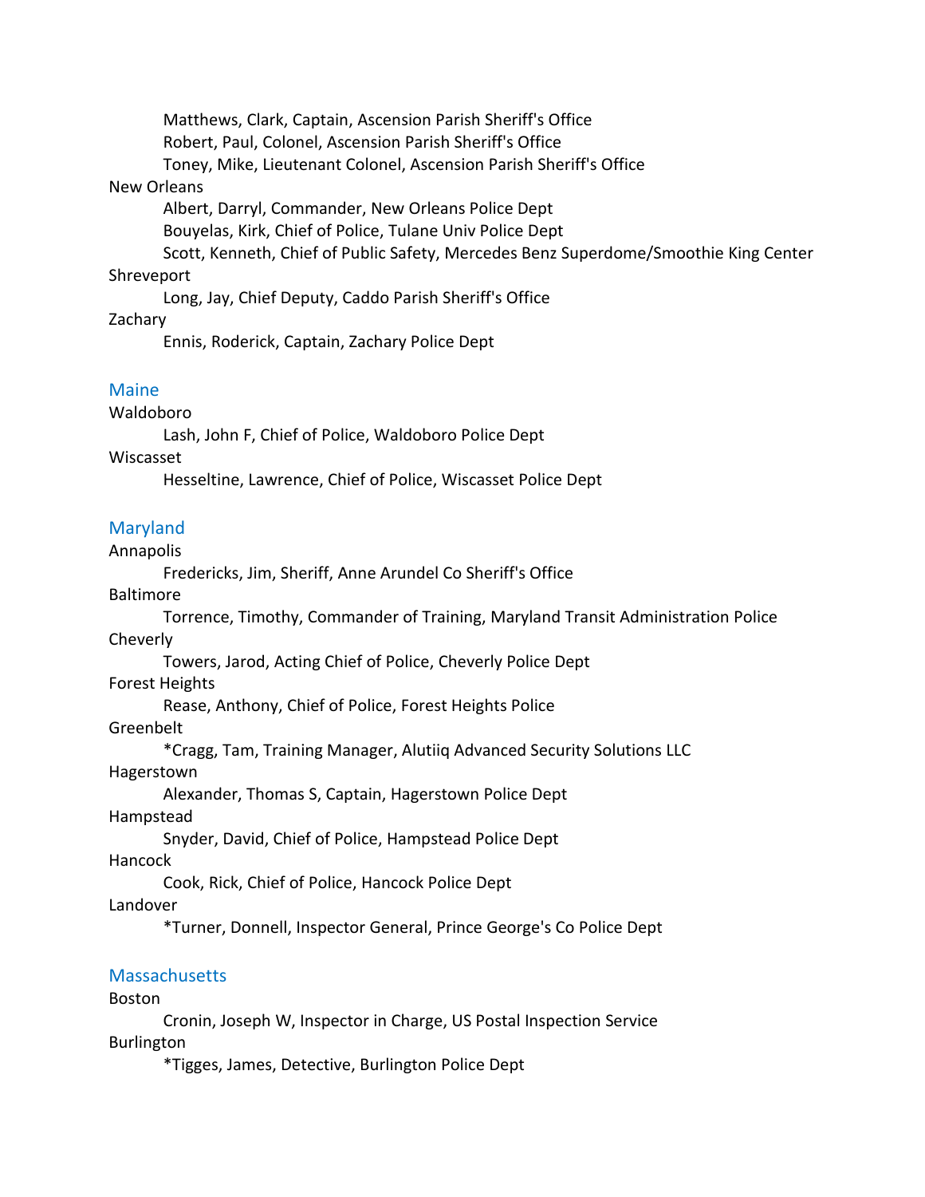Matthews, Clark, Captain, Ascension Parish Sheriff's Office
Robert, Paul, Colonel, Ascension Parish Sheriff's Office
Toney, Mike, Lieutenant Colonel, Ascension Parish Sheriff's Office

New Orleans

Albert, Darryl, Commander, New Orleans Police Dept
Bouyelas, Kirk, Chief of Police, Tulane Univ Police Dept
Scott, Kenneth, Chief of Public Safety, Mercedes Benz Superdome/Smoothie King Center

Shreveport

Long, Jay, Chief Deputy, Caddo Parish Sheriff's Office

Zachary

Ennis, Roderick, Captain, Zachary Police Dept

## Maine

Waldoboro

Lash, John F, Chief of Police, Waldoboro Police Dept

Wiscasset

Hesseltine, Lawrence, Chief of Police, Wiscasset Police Dept

## Maryland

Annapolis

Fredericks, Jim, Sheriff, Anne Arundel Co Sheriff's Office

Baltimore

Torrence, Timothy, Commander of Training, Maryland Transit Administration Police

Cheverly

Towers, Jarod, Acting Chief of Police, Cheverly Police Dept

Forest Heights

Rease, Anthony, Chief of Police, Forest Heights Police

Greenbelt

*Cragg, Tam, Training Manager, Alutiiq Advanced Security Solutions LLC

Hagerstown

Alexander, Thomas S, Captain, Hagerstown Police Dept

Hampstead

Snyder, David, Chief of Police, Hampstead Police Dept

Hancock

Cook, Rick, Chief of Police, Hancock Police Dept

Landover

*Turner, Donnell, Inspector General, Prince George's Co Police Dept

## Massachusetts

Boston

Cronin, Joseph W, Inspector in Charge, US Postal Inspection Service

Burlington

*Tigges, James, Detective, Burlington Police Dept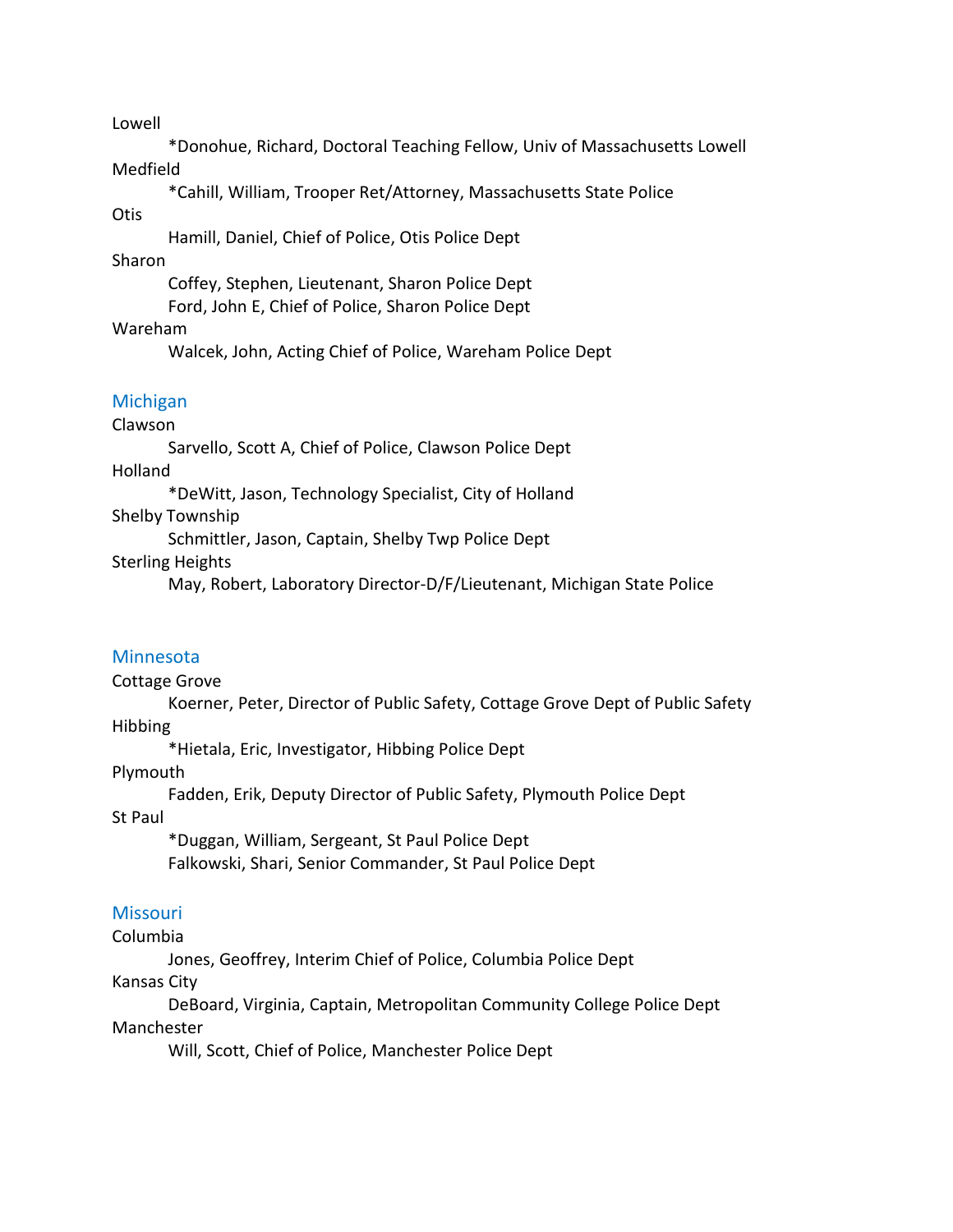Lowell

*Donohue, Richard, Doctoral Teaching Fellow, Univ of Massachusetts Lowell

Medfield

*Cahill, William, Trooper Ret/Attorney, Massachusetts State Police

Otis

Hamill, Daniel, Chief of Police, Otis Police Dept

Sharon

Coffey, Stephen, Lieutenant, Sharon Police Dept
Ford, John E, Chief of Police, Sharon Police Dept

Wareham

Walcek, John, Acting Chief of Police, Wareham Police Dept

## Michigan

Clawson

Sarvello, Scott A, Chief of Police, Clawson Police Dept

Holland

*DeWitt, Jason, Technology Specialist, City of Holland

Shelby Township

Schmittler, Jason, Captain, Shelby Twp Police Dept

Sterling Heights

May, Robert, Laboratory Director-D/F/Lieutenant, Michigan State Police

## Minnesota

Cottage Grove

Koerner, Peter, Director of Public Safety, Cottage Grove Dept of Public Safety

Hibbing

*Hietala, Eric, Investigator, Hibbing Police Dept

Plymouth

Fadden, Erik, Deputy Director of Public Safety, Plymouth Police Dept

St Paul

*Duggan, William, Sergeant, St Paul Police Dept
Falkowski, Shari, Senior Commander, St Paul Police Dept

## Missouri

Columbia

Jones, Geoffrey, Interim Chief of Police, Columbia Police Dept

Kansas City

DeBoard, Virginia, Captain, Metropolitan Community College Police Dept

Manchester

Will, Scott, Chief of Police, Manchester Police Dept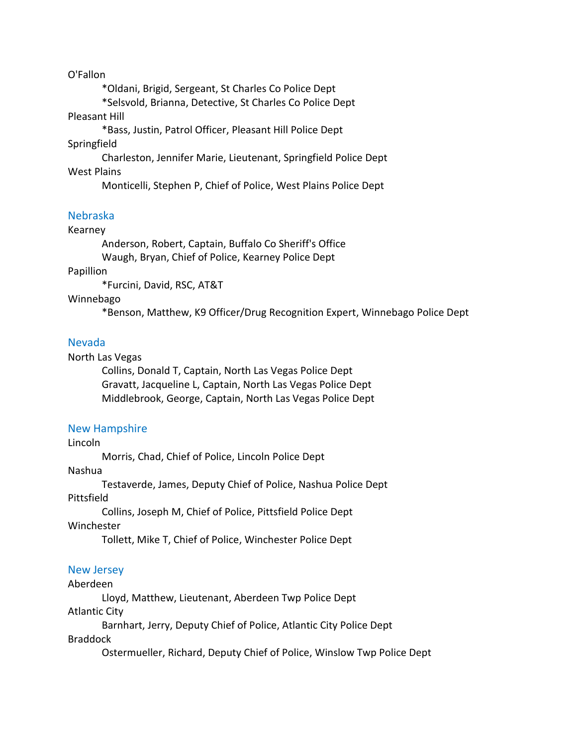O'Fallon

*Oldani, Brigid, Sergeant, St Charles Co Police Dept
*Selsvold, Brianna, Detective, St Charles Co Police Dept

Pleasant Hill

*Bass, Justin, Patrol Officer, Pleasant Hill Police Dept

Springfield

Charleston, Jennifer Marie, Lieutenant, Springfield Police Dept

West Plains

Monticelli, Stephen P, Chief of Police, West Plains Police Dept

## Nebraska

Kearney

Anderson, Robert, Captain, Buffalo Co Sheriff's Office
Waugh, Bryan, Chief of Police, Kearney Police Dept

Papillion

*Furcini, David, RSC, AT&T

Winnebago

*Benson, Matthew, K9 Officer/Drug Recognition Expert, Winnebago Police Dept

## Nevada

North Las Vegas

Collins, Donald T, Captain, North Las Vegas Police Dept
Gravatt, Jacqueline L, Captain, North Las Vegas Police Dept
Middlebrook, George, Captain, North Las Vegas Police Dept

## New Hampshire

Lincoln

Morris, Chad, Chief of Police, Lincoln Police Dept

Nashua

Testaverde, James, Deputy Chief of Police, Nashua Police Dept

Pittsfield

Collins, Joseph M, Chief of Police, Pittsfield Police Dept

Winchester

Tollett, Mike T, Chief of Police, Winchester Police Dept

## New Jersey

Aberdeen

Lloyd, Matthew, Lieutenant, Aberdeen Twp Police Dept

Atlantic City

Barnhart, Jerry, Deputy Chief of Police, Atlantic City Police Dept

Braddock

Ostermueller, Richard, Deputy Chief of Police, Winslow Twp Police Dept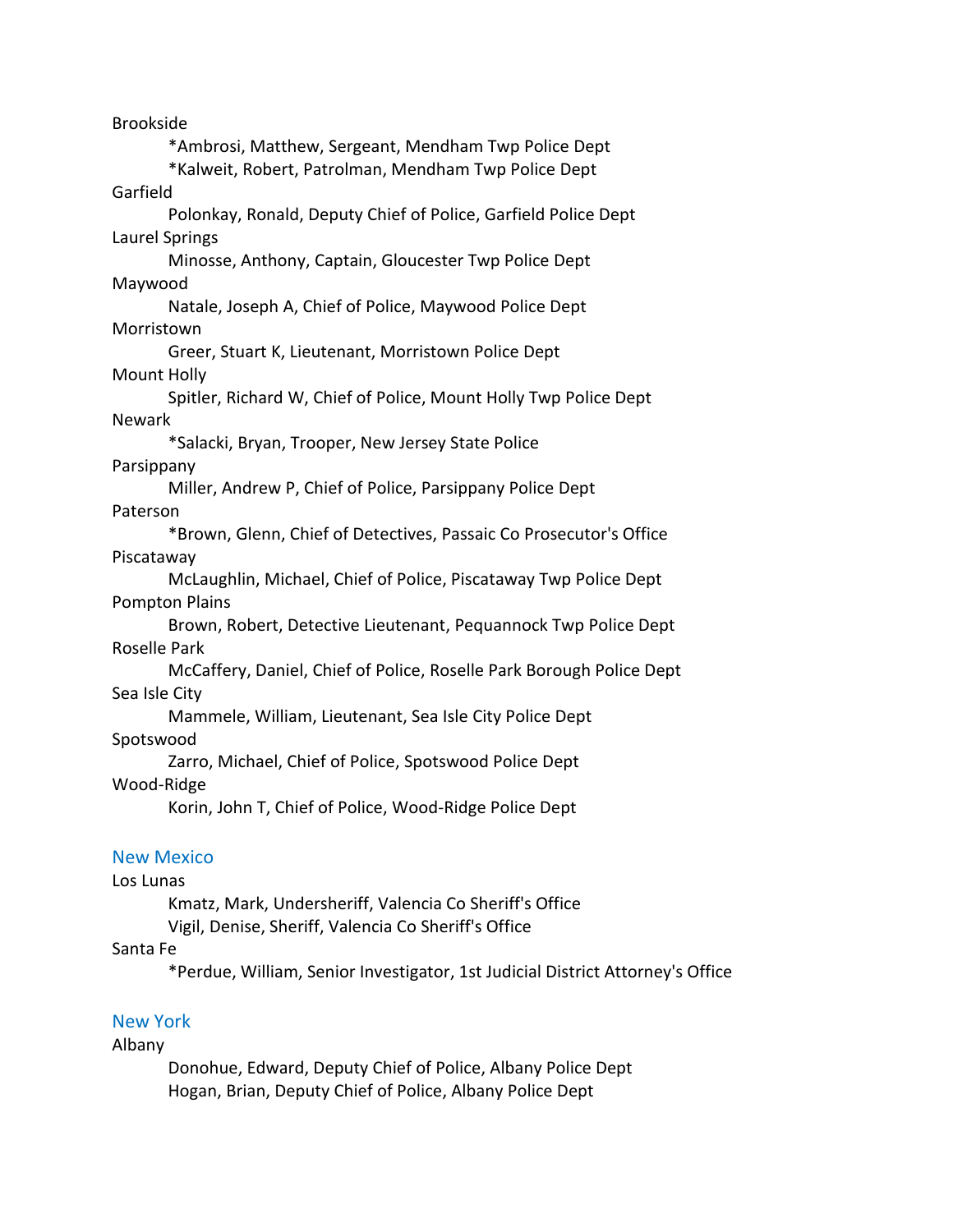Brookside

- *Ambrosi, Matthew, Sergeant, Mendham Twp Police Dept
- *Kalweit, Robert, Patrolman, Mendham Twp Police Dept

Garfield

- Polonkay, Ronald, Deputy Chief of Police, Garfield Police Dept

Laurel Springs

- Minosse, Anthony, Captain, Gloucester Twp Police Dept

Maywood

- Natale, Joseph A, Chief of Police, Maywood Police Dept

Morristown

- Greer, Stuart K, Lieutenant, Morristown Police Dept

Mount Holly

- Spitler, Richard W, Chief of Police, Mount Holly Twp Police Dept

Newark

- *Salacki, Bryan, Trooper, New Jersey State Police

Parsippany

- Miller, Andrew P, Chief of Police, Parsippany Police Dept

Paterson

- *Brown, Glenn, Chief of Detectives, Passaic Co Prosecutor's Office

Piscataway

- McLaughlin, Michael, Chief of Police, Piscataway Twp Police Dept

Pompton Plains

- Brown, Robert, Detective Lieutenant, Pequannock Twp Police Dept

Roselle Park

- McCaffery, Daniel, Chief of Police, Roselle Park Borough Police Dept

Sea Isle City

- Mammele, William, Lieutenant, Sea Isle City Police Dept

Spotswood

- Zarro, Michael, Chief of Police, Spotswood Police Dept

Wood-Ridge

- Korin, John T, Chief of Police, Wood-Ridge Police Dept

## New Mexico

Los Lunas

- Kmatz, Mark, Undersheriff, Valencia Co Sheriff's Office
- Vigil, Denise, Sheriff, Valencia Co Sheriff's Office

Santa Fe

- *Perdue, William, Senior Investigator, 1st Judicial District Attorney's Office

## New York

Albany

- Donohue, Edward, Deputy Chief of Police, Albany Police Dept
- Hogan, Brian, Deputy Chief of Police, Albany Police Dept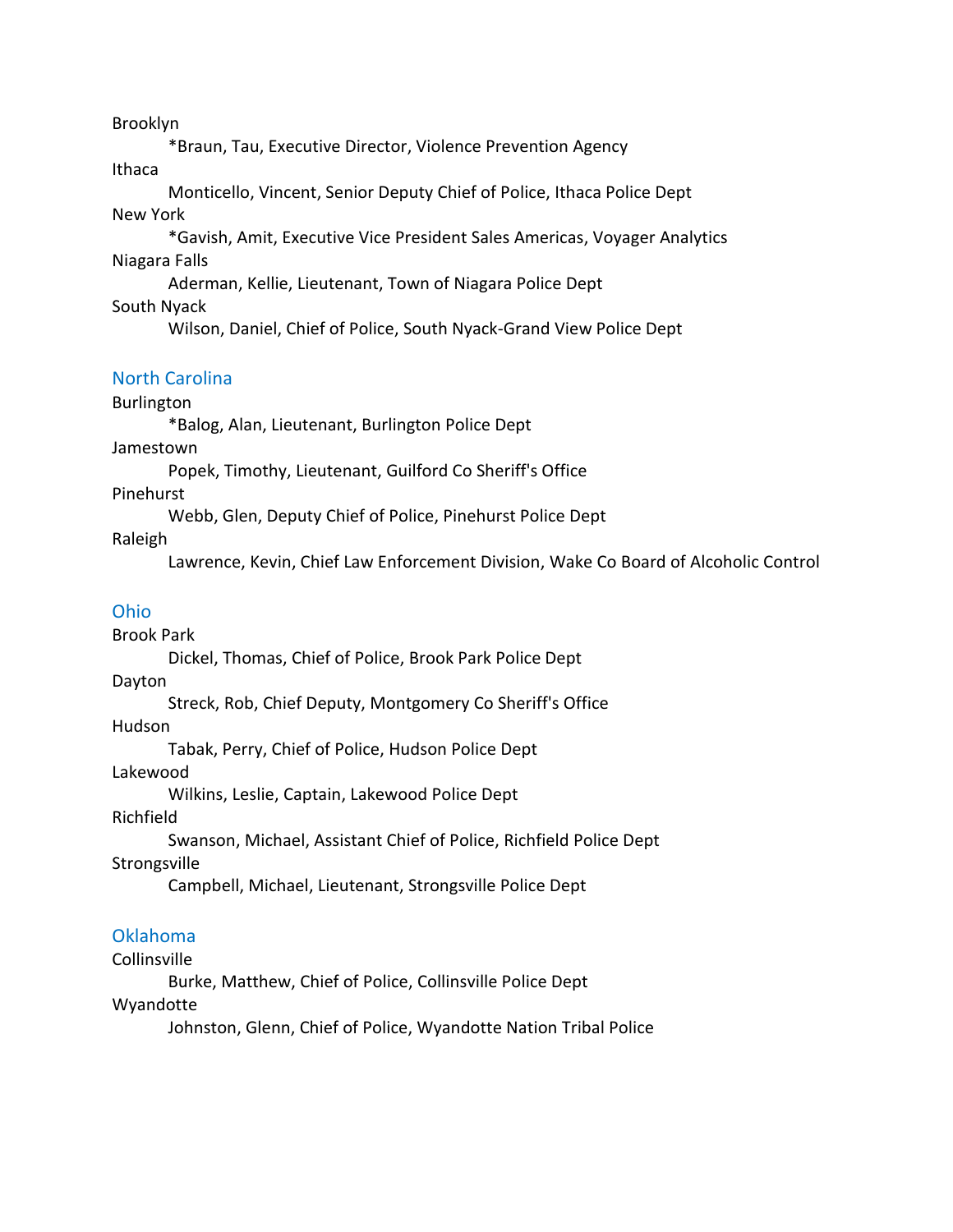Brooklyn

*Braun, Tau, Executive Director, Violence Prevention Agency

Ithaca

Monticello, Vincent, Senior Deputy Chief of Police, Ithaca Police Dept

New York

*Gavish, Amit, Executive Vice President Sales Americas, Voyager Analytics

Niagara Falls

Aderman, Kellie, Lieutenant, Town of Niagara Police Dept

South Nyack

Wilson, Daniel, Chief of Police, South Nyack-Grand View Police Dept

## North Carolina

Burlington

*Balog, Alan, Lieutenant, Burlington Police Dept

Jamestown

Popek, Timothy, Lieutenant, Guilford Co Sheriff's Office

Pinehurst

Webb, Glen, Deputy Chief of Police, Pinehurst Police Dept

Raleigh

Lawrence, Kevin, Chief Law Enforcement Division, Wake Co Board of Alcoholic Control

## Ohio

Brook Park

Dickel, Thomas, Chief of Police, Brook Park Police Dept

Dayton

Streck, Rob, Chief Deputy, Montgomery Co Sheriff's Office

Hudson

Tabak, Perry, Chief of Police, Hudson Police Dept

Lakewood

Wilkins, Leslie, Captain, Lakewood Police Dept

Richfield

Swanson, Michael, Assistant Chief of Police, Richfield Police Dept

Strongsville

Campbell, Michael, Lieutenant, Strongsville Police Dept

## Oklahoma

Collinsville

Burke, Matthew, Chief of Police, Collinsville Police Dept

Wyandotte

Johnston, Glenn, Chief of Police, Wyandotte Nation Tribal Police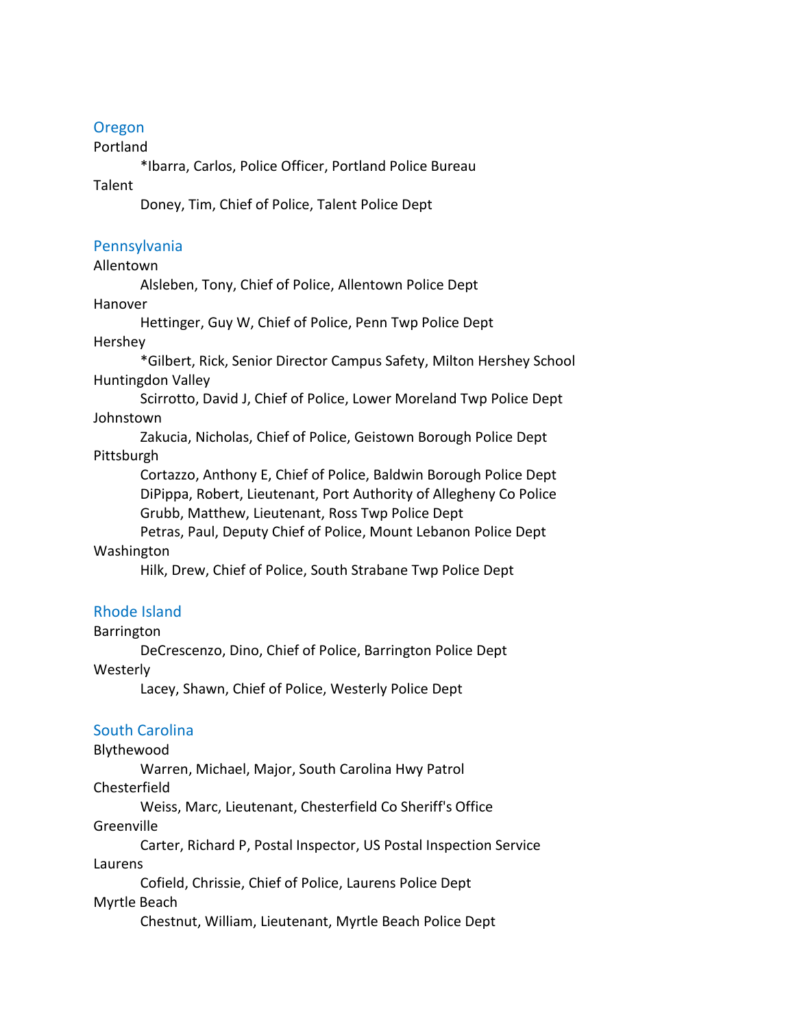## Oregon

Portland

- *Ibarra, Carlos, Police Officer, Portland Police Bureau

Talent

- Doney, Tim, Chief of Police, Talent Police Dept

## Pennsylvania

Allentown

- Alsleben, Tony, Chief of Police, Allentown Police Dept

Hanover

- Hettinger, Guy W, Chief of Police, Penn Twp Police Dept

Hershey

- *Gilbert, Rick, Senior Director Campus Safety, Milton Hershey School

Huntingdon Valley

- Scirrotto, David J, Chief of Police, Lower Moreland Twp Police Dept

Johnstown

- Zakucia, Nicholas, Chief of Police, Geistown Borough Police Dept

Pittsburgh

- Cortazzo, Anthony E, Chief of Police, Baldwin Borough Police Dept
- DiPippa, Robert, Lieutenant, Port Authority of Allegheny Co Police
- Grubb, Matthew, Lieutenant, Ross Twp Police Dept
- Petras, Paul, Deputy Chief of Police, Mount Lebanon Police Dept

Washington

- Hilk, Drew, Chief of Police, South Strabane Twp Police Dept

## Rhode Island

Barrington

- DeCrescenzo, Dino, Chief of Police, Barrington Police Dept

Westerly

- Lacey, Shawn, Chief of Police, Westerly Police Dept

## South Carolina

Blythewood

- Warren, Michael, Major, South Carolina Hwy Patrol

Chesterfield

- Weiss, Marc, Lieutenant, Chesterfield Co Sheriff's Office

Greenville

- Carter, Richard P, Postal Inspector, US Postal Inspection Service

Laurens

- Cofield, Chrissie, Chief of Police, Laurens Police Dept

Myrtle Beach

- Chestnut, William, Lieutenant, Myrtle Beach Police Dept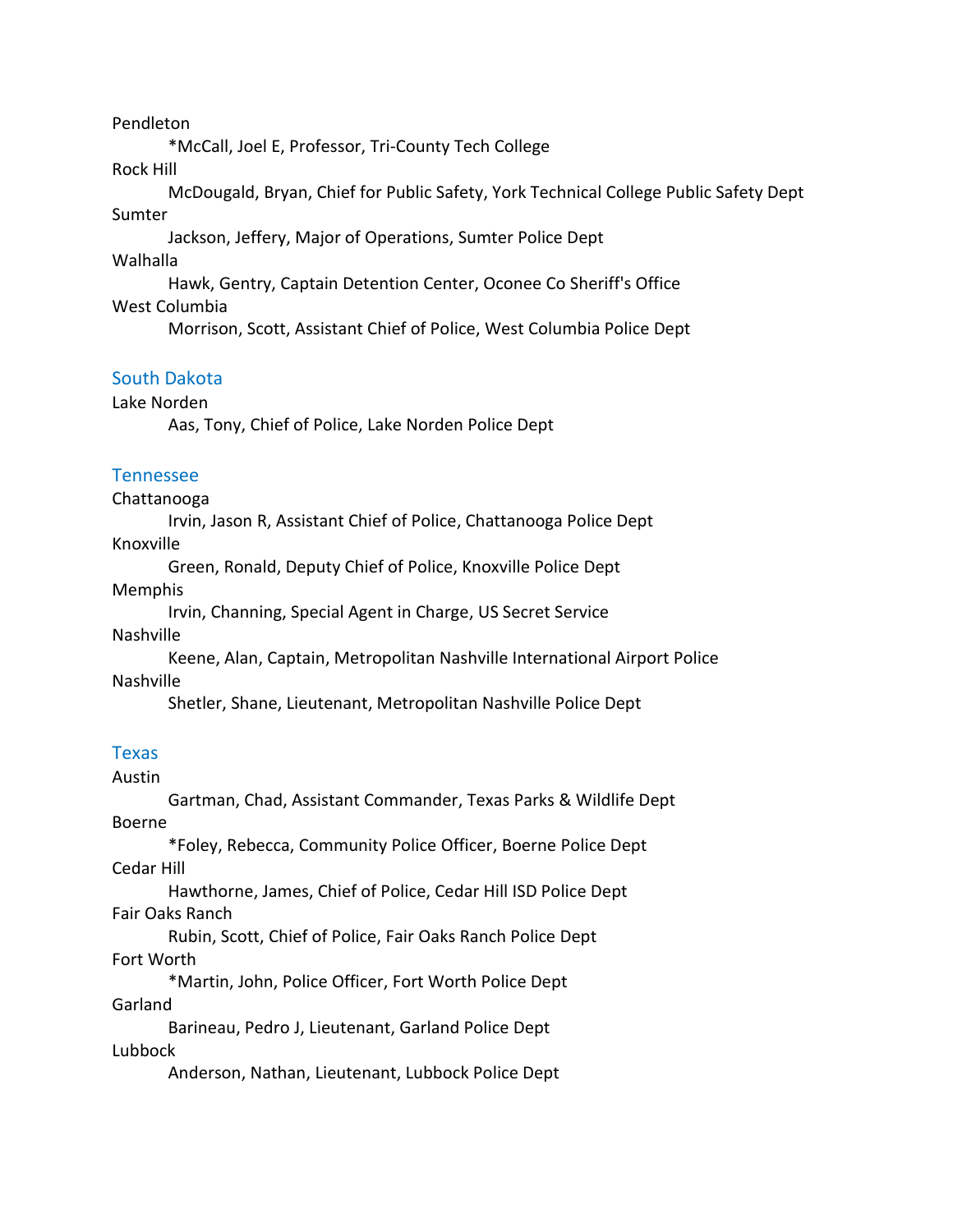Pendleton

    *McCall, Joel E, Professor, Tri-County Tech College

Rock Hill

    McDougald, Bryan, Chief for Public Safety, York Technical College Public Safety Dept

Sumter

    Jackson, Jeffery, Major of Operations, Sumter Police Dept

Walhalla

    Hawk, Gentry, Captain Detention Center, Oconee Co Sheriff's Office

West Columbia

    Morrison, Scott, Assistant Chief of Police, West Columbia Police Dept

## South Dakota

Lake Norden

    Aas, Tony, Chief of Police, Lake Norden Police Dept

## Tennessee

Chattanooga

    Irvin, Jason R, Assistant Chief of Police, Chattanooga Police Dept

Knoxville

    Green, Ronald, Deputy Chief of Police, Knoxville Police Dept

Memphis

    Irvin, Channing, Special Agent in Charge, US Secret Service

Nashville

    Keene, Alan, Captain, Metropolitan Nashville International Airport Police

Nashville

    Shetler, Shane, Lieutenant, Metropolitan Nashville Police Dept

## Texas

Austin

    Gartman, Chad, Assistant Commander, Texas Parks & Wildlife Dept

Boerne

    *Foley, Rebecca, Community Police Officer, Boerne Police Dept

Cedar Hill

    Hawthorne, James, Chief of Police, Cedar Hill ISD Police Dept

Fair Oaks Ranch

    Rubin, Scott, Chief of Police, Fair Oaks Ranch Police Dept

Fort Worth

    *Martin, John, Police Officer, Fort Worth Police Dept

Garland

    Barineau, Pedro J, Lieutenant, Garland Police Dept

Lubbock

    Anderson, Nathan, Lieutenant, Lubbock Police Dept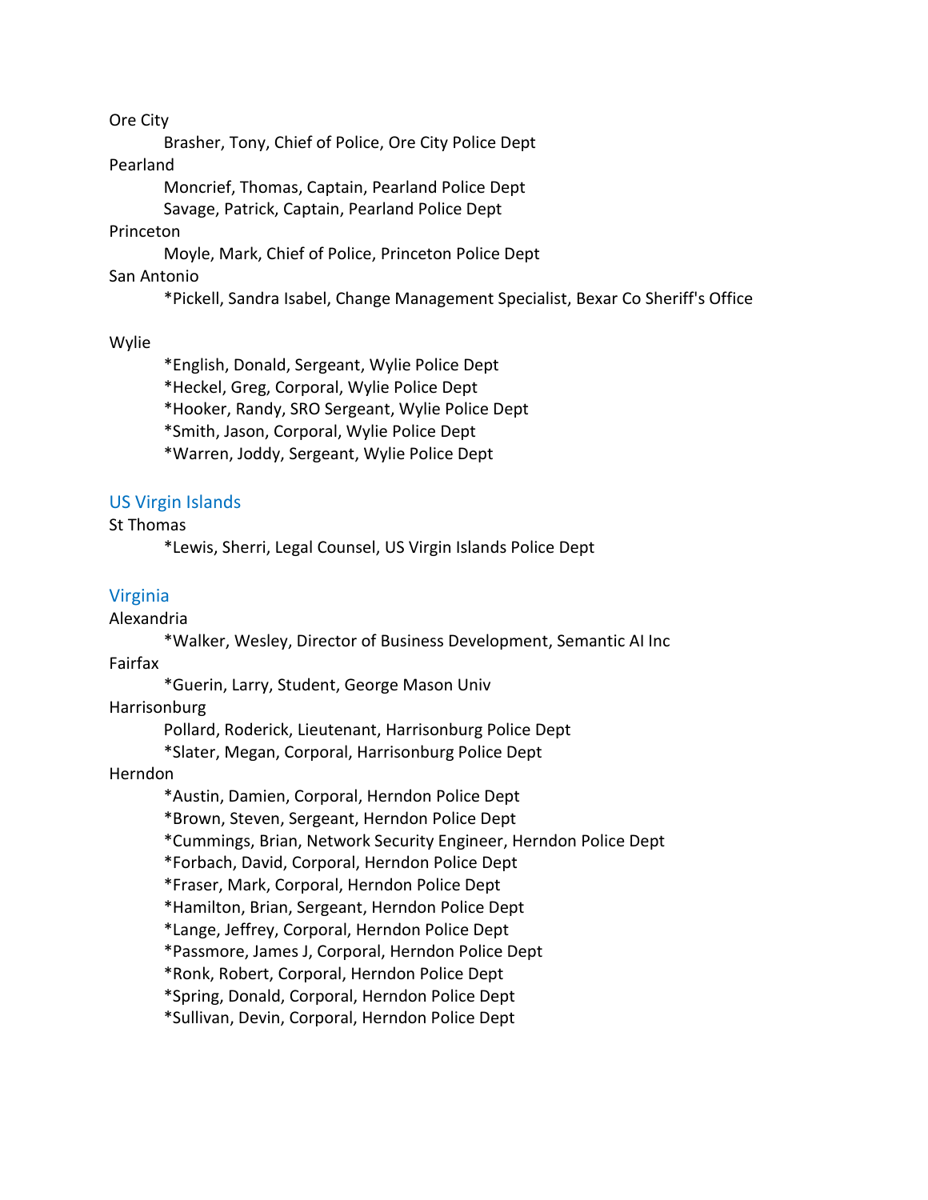Ore City

- Brasher, Tony, Chief of Police, Ore City Police Dept

Pearland

- Moncrief, Thomas, Captain, Pearland Police Dept
- Savage, Patrick, Captain, Pearland Police Dept

Princeton

- Moyle, Mark, Chief of Police, Princeton Police Dept

San Antonio

- *Pickell, Sandra Isabel, Change Management Specialist, Bexar Co Sheriff's Office

Wylie

- *English, Donald, Sergeant, Wylie Police Dept
- *Heckel, Greg, Corporal, Wylie Police Dept
- *Hooker, Randy, SRO Sergeant, Wylie Police Dept
- *Smith, Jason, Corporal, Wylie Police Dept
- *Warren, Joddy, Sergeant, Wylie Police Dept

## US Virgin Islands

St Thomas

- *Lewis, Sherri, Legal Counsel, US Virgin Islands Police Dept

## Virginia

Alexandria

- *Walker, Wesley, Director of Business Development, Semantic AI Inc

Fairfax

- *Guerin, Larry, Student, George Mason Univ

Harrisonburg

- Pollard, Roderick, Lieutenant, Harrisonburg Police Dept
- *Slater, Megan, Corporal, Harrisonburg Police Dept

Herndon

- *Austin, Damien, Corporal, Herndon Police Dept
- *Brown, Steven, Sergeant, Herndon Police Dept
- *Cummings, Brian, Network Security Engineer, Herndon Police Dept
- *Forbach, David, Corporal, Herndon Police Dept
- *Fraser, Mark, Corporal, Herndon Police Dept
- *Hamilton, Brian, Sergeant, Herndon Police Dept
- *Lange, Jeffrey, Corporal, Herndon Police Dept
- *Passmore, James J, Corporal, Herndon Police Dept
- *Ronk, Robert, Corporal, Herndon Police Dept
- *Spring, Donald, Corporal, Herndon Police Dept
- *Sullivan, Devin, Corporal, Herndon Police Dept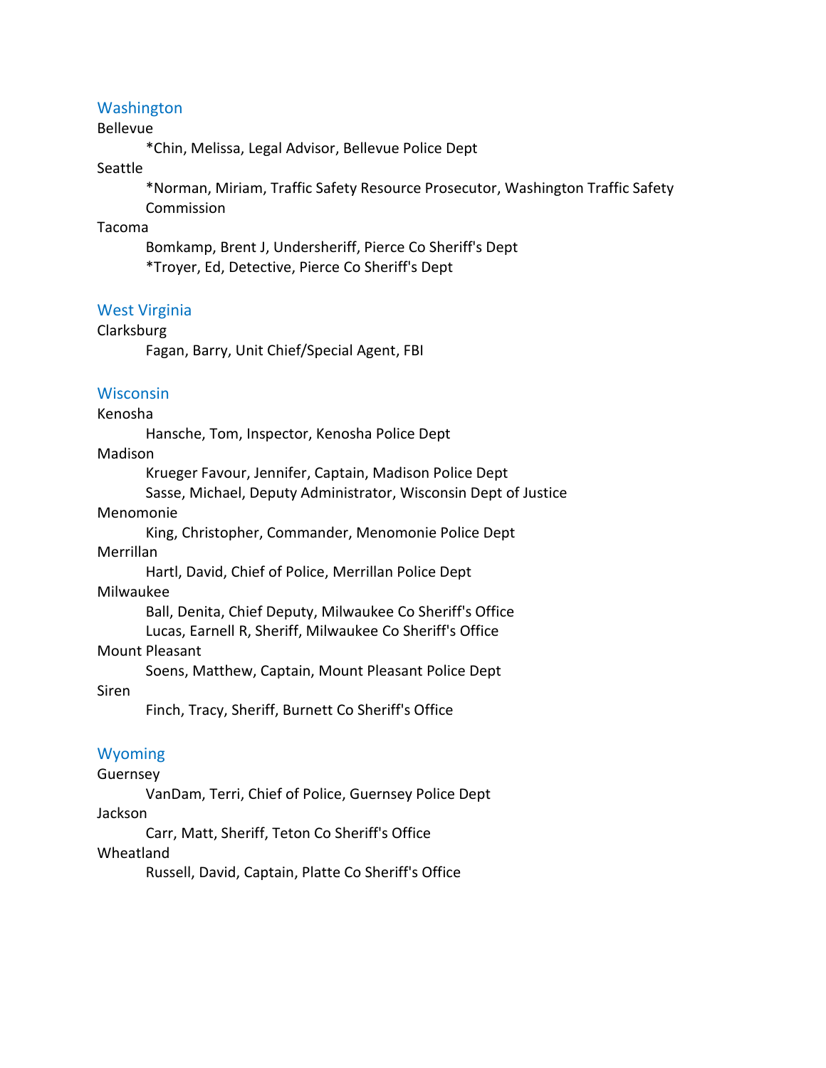## Washington

Bellevue

*Chin, Melissa, Legal Advisor, Bellevue Police Dept

Seattle

*Norman, Miriam, Traffic Safety Resource Prosecutor, Washington Traffic Safety Commission

Tacoma

Bomkamp, Brent J, Undersheriff, Pierce Co Sheriff's Dept
*Troyer, Ed, Detective, Pierce Co Sheriff's Dept

## West Virginia

Clarksburg

Fagan, Barry, Unit Chief/Special Agent, FBI

## Wisconsin

Kenosha

Hansche, Tom, Inspector, Kenosha Police Dept

Madison

Krueger Favour, Jennifer, Captain, Madison Police Dept
Sasse, Michael, Deputy Administrator, Wisconsin Dept of Justice

Menomonie

King, Christopher, Commander, Menomonie Police Dept

Merrillan

Hartl, David, Chief of Police, Merrillan Police Dept

Milwaukee

Ball, Denita, Chief Deputy, Milwaukee Co Sheriff's Office
Lucas, Earnell R, Sheriff, Milwaukee Co Sheriff's Office

Mount Pleasant

Soens, Matthew, Captain, Mount Pleasant Police Dept

Siren

Finch, Tracy, Sheriff, Burnett Co Sheriff's Office

## Wyoming

Guernsey

VanDam, Terri, Chief of Police, Guernsey Police Dept

Jackson

Carr, Matt, Sheriff, Teton Co Sheriff's Office

Wheatland

Russell, David, Captain, Platte Co Sheriff's Office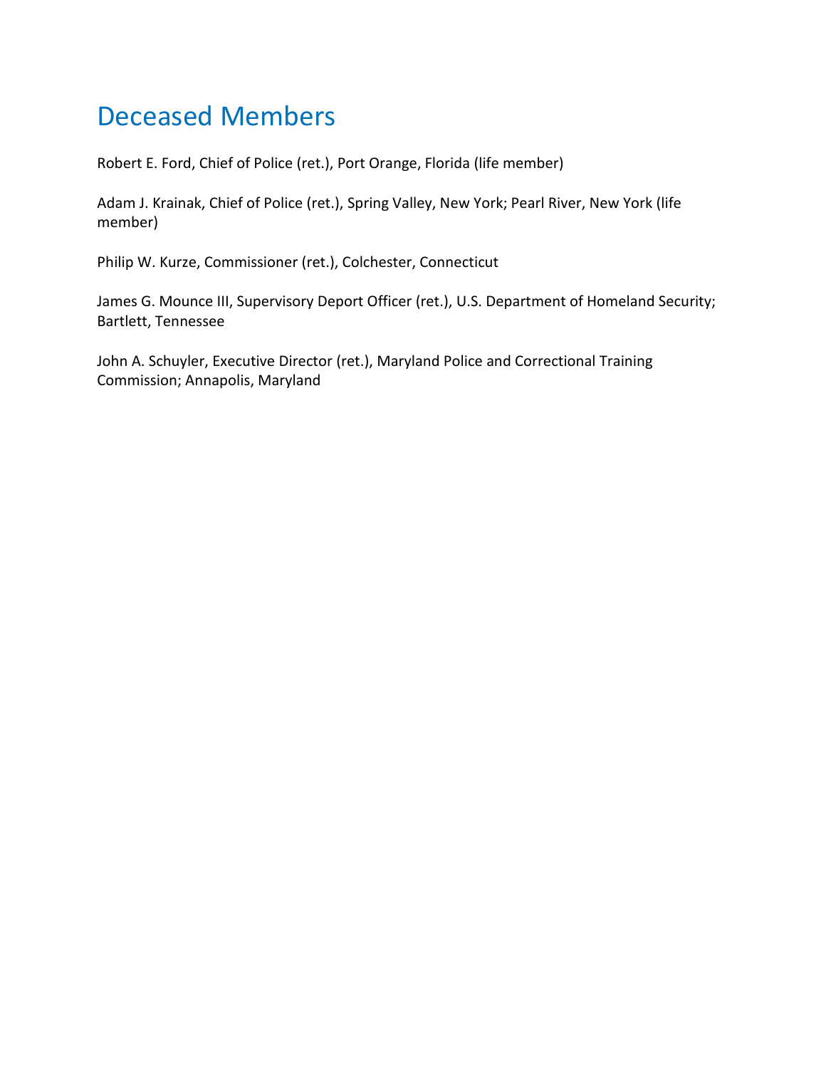# Deceased Members

Robert E. Ford, Chief of Police (ret.), Port Orange, Florida (life member)

Adam J. Krainak, Chief of Police (ret.), Spring Valley, New York; Pearl River, New York (life member)

Philip W. Kurze, Commissioner (ret.), Colchester, Connecticut

James G. Mounce III, Supervisory Deport Officer (ret.), U.S. Department of Homeland Security; Bartlett, Tennessee

John A. Schuyler, Executive Director (ret.), Maryland Police and Correctional Training Commission; Annapolis, Maryland